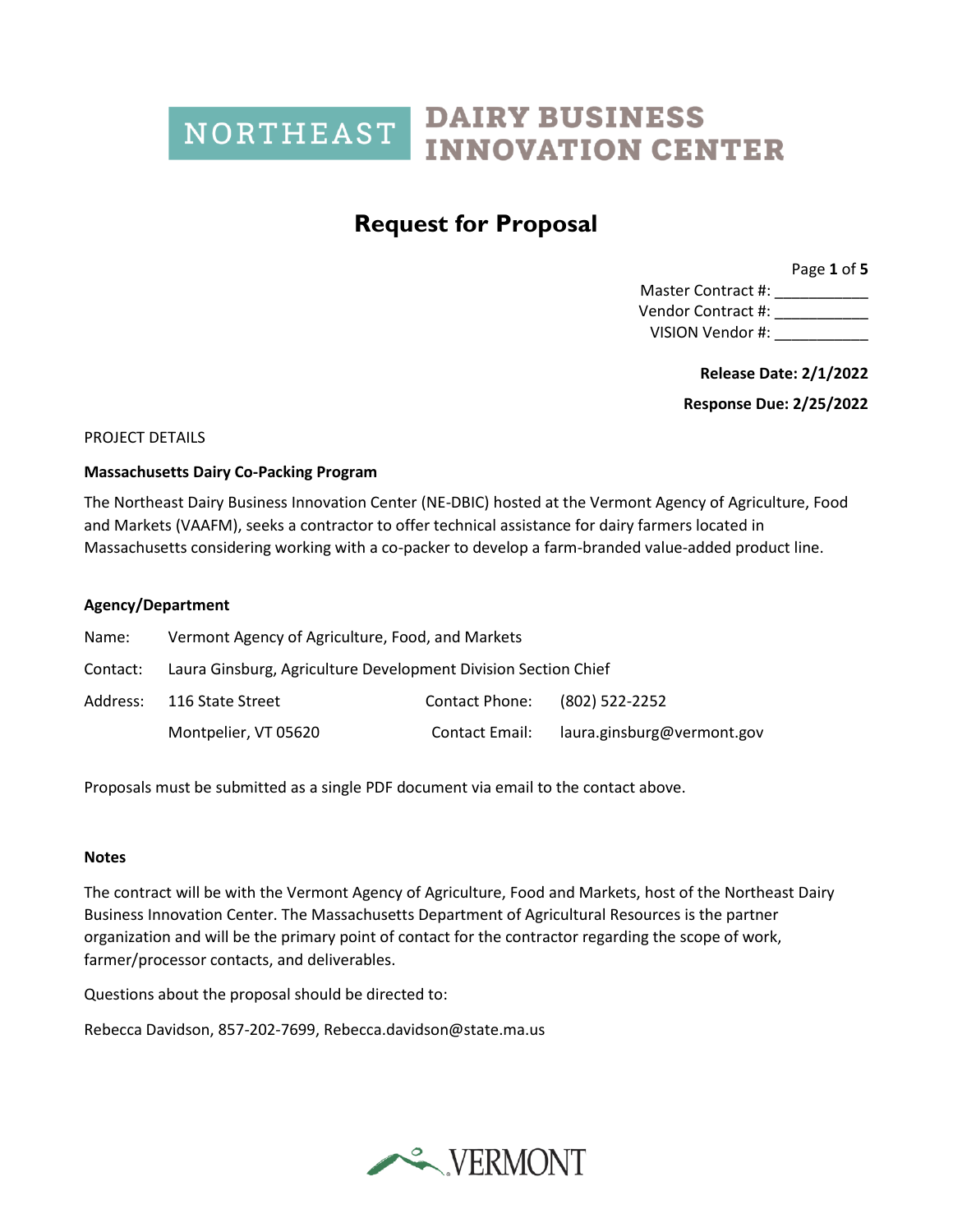NORTHEAST DAIRY BUSINESS INNOVATION CENTER

# Request for Proposal

Master Contract #: ___________
Vendor Contract #: ___________
VISION Vendor #: ___________

**Release Date: 2/1/2022**

**Response Due: 2/25/2022**

PROJECT DETAILS

**Massachusetts Dairy Co-Packing Program**

The Northeast Dairy Business Innovation Center (NE-DBIC) hosted at the Vermont Agency of Agriculture, Food and Markets (VAAFM), seeks a contractor to offer technical assistance for dairy farmers located in Massachusetts considering working with a co-packer to develop a farm-branded value-added product line.

**Agency/Department**

| | | | |
|---|---|---|---|
| Name: | Vermont Agency of Agriculture, Food, and Markets | | |
| Contact: | Laura Ginsburg, Agriculture Development Division Section Chief | | |
| Address: | 116 State Street | Contact Phone: | (802) 522-2252 |
| | Montpelier, VT 05620 | Contact Email: | laura.ginsburg@vermont.gov |

Proposals must be submitted as a single PDF document via email to the contact above.

**Notes**

The contract will be with the Vermont Agency of Agriculture, Food and Markets, host of the Northeast Dairy Business Innovation Center. The Massachusetts Department of Agricultural Resources is the partner organization and will be the primary point of contact for the contractor regarding the scope of work, farmer/processor contacts, and deliverables.

Questions about the proposal should be directed to:

Rebecca Davidson, 857-202-7699, Rebecca.davidson@state.ma.us

VERMONT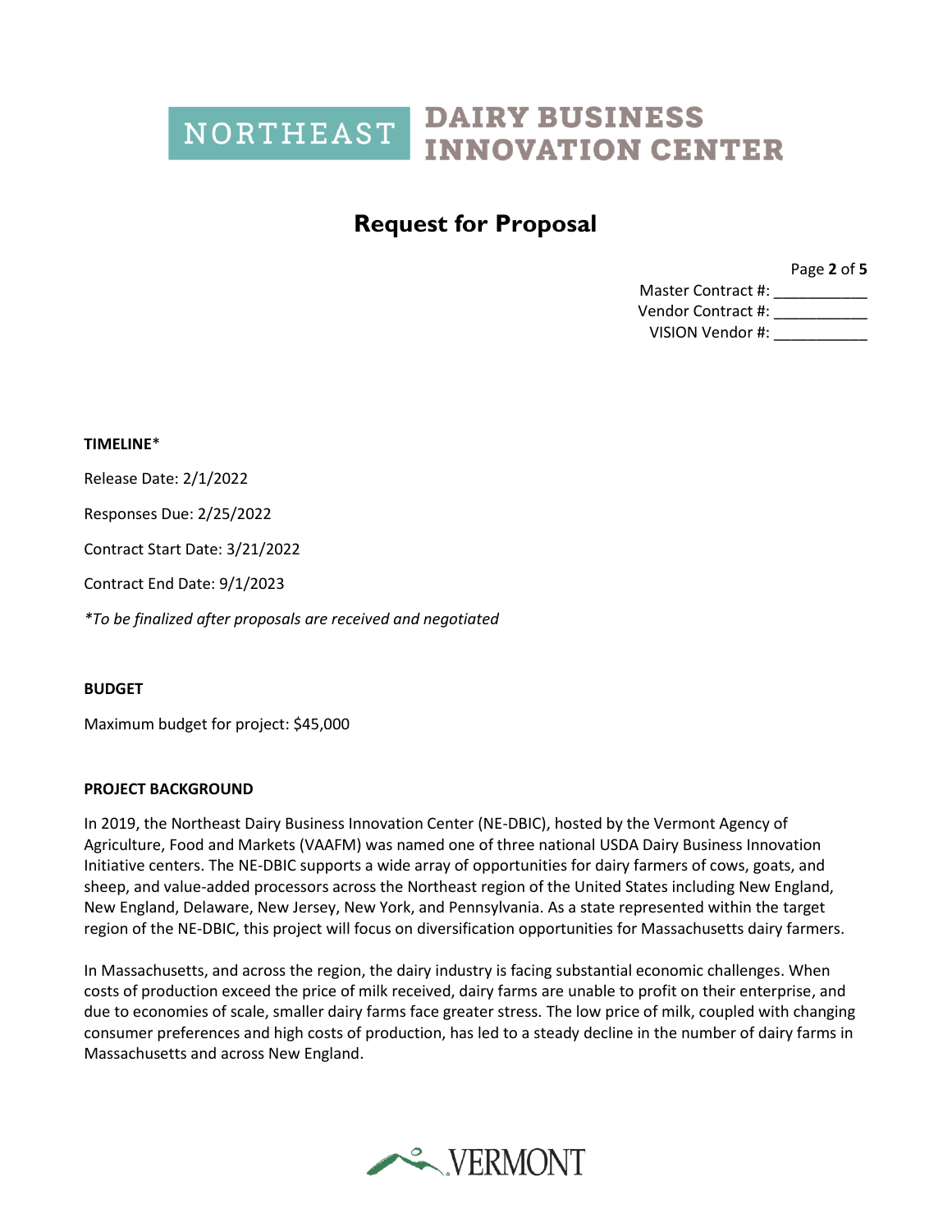# Request for Proposal

Master Contract #: ___________
Vendor Contract #: ___________
VISION Vendor #: ___________

**TIMELINE***

Release Date: 2/1/2022

Responses Due: 2/25/2022

Contract Start Date: 3/21/2022

Contract End Date: 9/1/2023

*\*To be finalized after proposals are received and negotiated*

**BUDGET**

Maximum budget for project: $45,000

**PROJECT BACKGROUND**

In 2019, the Northeast Dairy Business Innovation Center (NE-DBIC), hosted by the Vermont Agency of Agriculture, Food and Markets (VAAFM) was named one of three national USDA Dairy Business Innovation Initiative centers. The NE-DBIC supports a wide array of opportunities for dairy farmers of cows, goats, and sheep, and value-added processors across the Northeast region of the United States including New England, New England, Delaware, New Jersey, New York, and Pennsylvania. As a state represented within the target region of the NE-DBIC, this project will focus on diversification opportunities for Massachusetts dairy farmers.

In Massachusetts, and across the region, the dairy industry is facing substantial economic challenges. When costs of production exceed the price of milk received, dairy farms are unable to profit on their enterprise, and due to economies of scale, smaller dairy farms face greater stress. The low price of milk, coupled with changing consumer preferences and high costs of production, has led to a steady decline in the number of dairy farms in Massachusetts and across New England.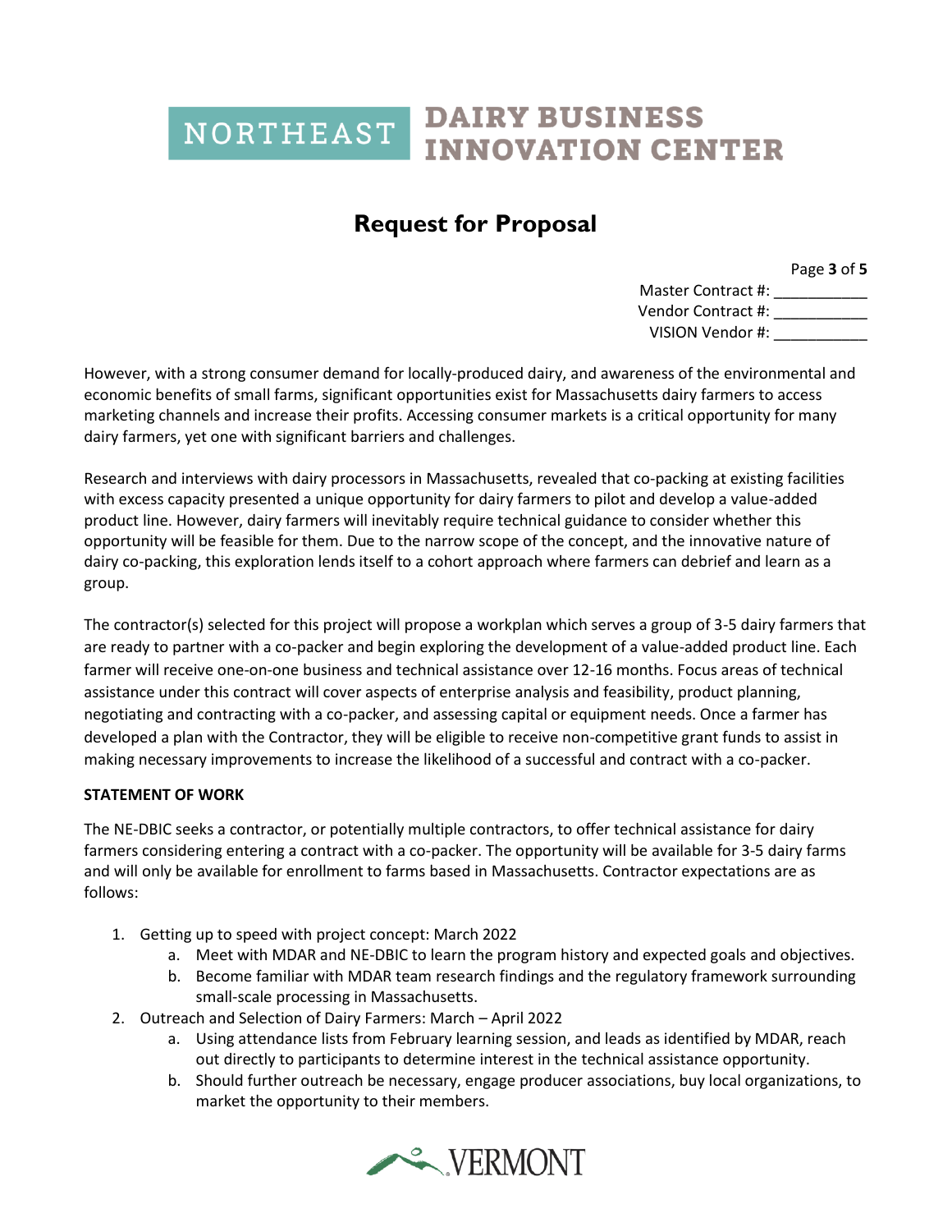However, with a strong consumer demand for locally-produced dairy, and awareness of the environmental and economic benefits of small farms, significant opportunities exist for Massachusetts dairy farmers to access marketing channels and increase their profits. Accessing consumer markets is a critical opportunity for many dairy farmers, yet one with significant barriers and challenges.

Research and interviews with dairy processors in Massachusetts, revealed that co-packing at existing facilities with excess capacity presented a unique opportunity for dairy farmers to pilot and develop a value-added product line. However, dairy farmers will inevitably require technical guidance to consider whether this opportunity will be feasible for them. Due to the narrow scope of the concept, and the innovative nature of dairy co-packing, this exploration lends itself to a cohort approach where farmers can debrief and learn as a group.

The contractor(s) selected for this project will propose a workplan which serves a group of 3-5 dairy farmers that are ready to partner with a co-packer and begin exploring the development of a value-added product line. Each farmer will receive one-on-one business and technical assistance over 12-16 months. Focus areas of technical assistance under this contract will cover aspects of enterprise analysis and feasibility, product planning, negotiating and contracting with a co-packer, and assessing capital or equipment needs. Once a farmer has developed a plan with the Contractor, they will be eligible to receive non-competitive grant funds to assist in making necessary improvements to increase the likelihood of a successful and contract with a co-packer.

**STATEMENT OF WORK**

The NE-DBIC seeks a contractor, or potentially multiple contractors, to offer technical assistance for dairy farmers considering entering a contract with a co-packer. The opportunity will be available for 3-5 dairy farms and will only be available for enrollment to farms based in Massachusetts. Contractor expectations are as follows:

1. Getting up to speed with project concept: March 2022
   a. Meet with MDAR and NE-DBIC to learn the program history and expected goals and objectives.
   b. Become familiar with MDAR team research findings and the regulatory framework surrounding small-scale processing in Massachusetts.
2. Outreach and Selection of Dairy Farmers: March – April 2022
   a. Using attendance lists from February learning session, and leads as identified by MDAR, reach out directly to participants to determine interest in the technical assistance opportunity.
   b. Should further outreach be necessary, engage producer associations, buy local organizations, to market the opportunity to their members.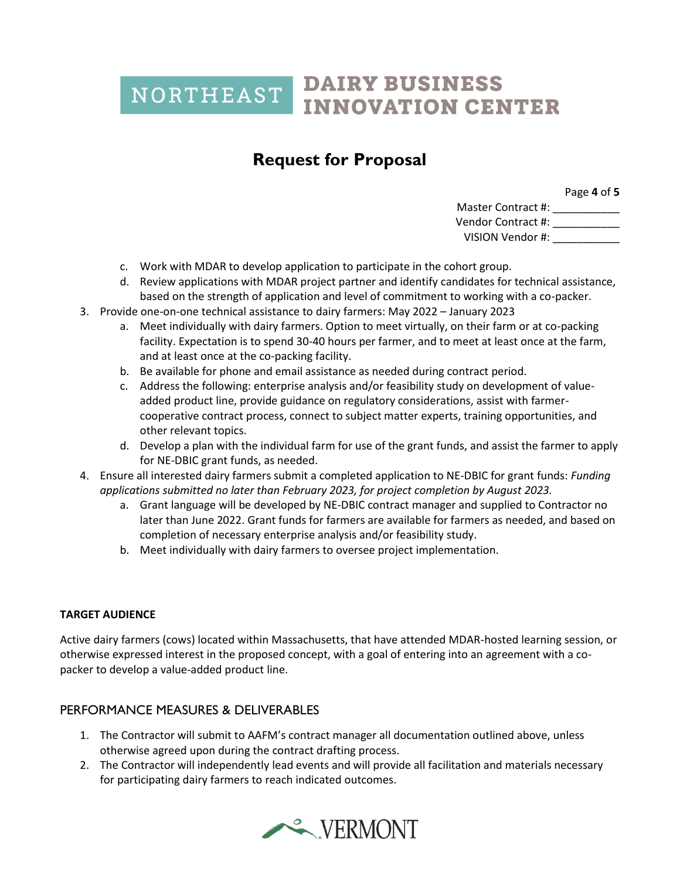Master Contract #: ___________
Vendor Contract #: ___________
VISION Vendor #: ___________

   c. Work with MDAR to develop application to participate in the cohort group.
   d. Review applications with MDAR project partner and identify candidates for technical assistance, based on the strength of application and level of commitment to working with a co-packer.
3. Provide one-on-one technical assistance to dairy farmers: May 2022 – January 2023
   a. Meet individually with dairy farmers. Option to meet virtually, on their farm or at co-packing facility. Expectation is to spend 30-40 hours per farmer, and to meet at least once at the farm, and at least once at the co-packing facility.
   b. Be available for phone and email assistance as needed during contract period.
   c. Address the following: enterprise analysis and/or feasibility study on development of value-added product line, provide guidance on regulatory considerations, assist with farmer-cooperative contract process, connect to subject matter experts, training opportunities, and other relevant topics.
   d. Develop a plan with the individual farm for use of the grant funds, and assist the farmer to apply for NE-DBIC grant funds, as needed.
4. Ensure all interested dairy farmers submit a completed application to NE-DBIC for grant funds: *Funding applications submitted no later than February 2023, for project completion by August 2023.*
   a. Grant language will be developed by NE-DBIC contract manager and supplied to Contractor no later than June 2022. Grant funds for farmers are available for farmers as needed, and based on completion of necessary enterprise analysis and/or feasibility study.
   b. Meet individually with dairy farmers to oversee project implementation.

**TARGET AUDIENCE**

Active dairy farmers (cows) located within Massachusetts, that have attended MDAR-hosted learning session, or otherwise expressed interest in the proposed concept, with a goal of entering into an agreement with a co-packer to develop a value-added product line.

## PERFORMANCE MEASURES & DELIVERABLES

1. The Contractor will submit to AAFM's contract manager all documentation outlined above, unless otherwise agreed upon during the contract drafting process.
2. The Contractor will independently lead events and will provide all facilitation and materials necessary for participating dairy farmers to reach indicated outcomes.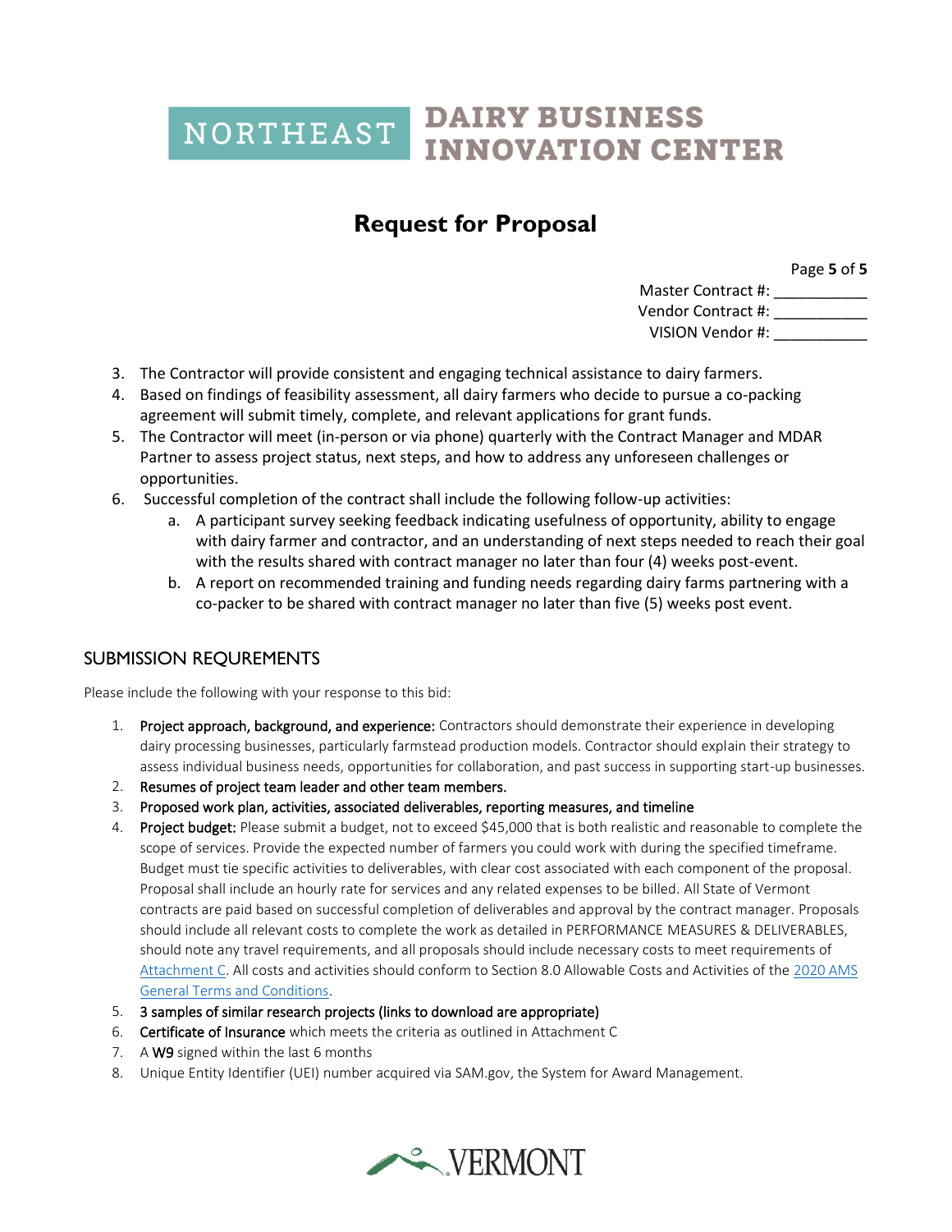# Request for Proposal

Master Contract #: ___________
Vendor Contract #: ___________
VISION Vendor #: ___________

3. The Contractor will provide consistent and engaging technical assistance to dairy farmers.
4. Based on findings of feasibility assessment, all dairy farmers who decide to pursue a co-packing agreement will submit timely, complete, and relevant applications for grant funds.
5. The Contractor will meet (in-person or via phone) quarterly with the Contract Manager and MDAR Partner to assess project status, next steps, and how to address any unforeseen challenges or opportunities.
6. Successful completion of the contract shall include the following follow-up activities:
    a. A participant survey seeking feedback indicating usefulness of opportunity, ability to engage with dairy farmer and contractor, and an understanding of next steps needed to reach their goal with the results shared with contract manager no later than four (4) weeks post-event.
    b. A report on recommended training and funding needs regarding dairy farms partnering with a co-packer to be shared with contract manager no later than five (5) weeks post event.

## SUBMISSION REQUREMENTS

Please include the following with your response to this bid:

1. **Project approach, background, and experience:** Contractors should demonstrate their experience in developing dairy processing businesses, particularly farmstead production models. Contractor should explain their strategy to assess individual business needs, opportunities for collaboration, and past success in supporting start-up businesses.
2. **Resumes of project team leader and other team members.**
3. **Proposed work plan, activities, associated deliverables, reporting measures, and timeline**
4. **Project budget:** Please submit a budget, not to exceed $45,000 that is both realistic and reasonable to complete the scope of services. Provide the expected number of farmers you could work with during the specified timeframe. Budget must tie specific activities to deliverables, with clear cost associated with each component of the proposal. Proposal shall include an hourly rate for services and any related expenses to be billed. All State of Vermont contracts are paid based on successful completion of deliverables and approval by the contract manager. Proposals should include all relevant costs to complete the work as detailed in PERFORMANCE MEASURES & DELIVERABLES, should note any travel requirements, and all proposals should include necessary costs to meet requirements of Attachment C. All costs and activities should conform to Section 8.0 Allowable Costs and Activities of the 2020 AMS General Terms and Conditions.
5. **3 samples of similar research projects (links to download are appropriate)**
6. **Certificate of Insurance** which meets the criteria as outlined in Attachment C
7. A **W9** signed within the last 6 months
8. Unique Entity Identifier (UEI) number acquired via SAM.gov, the System for Award Management.